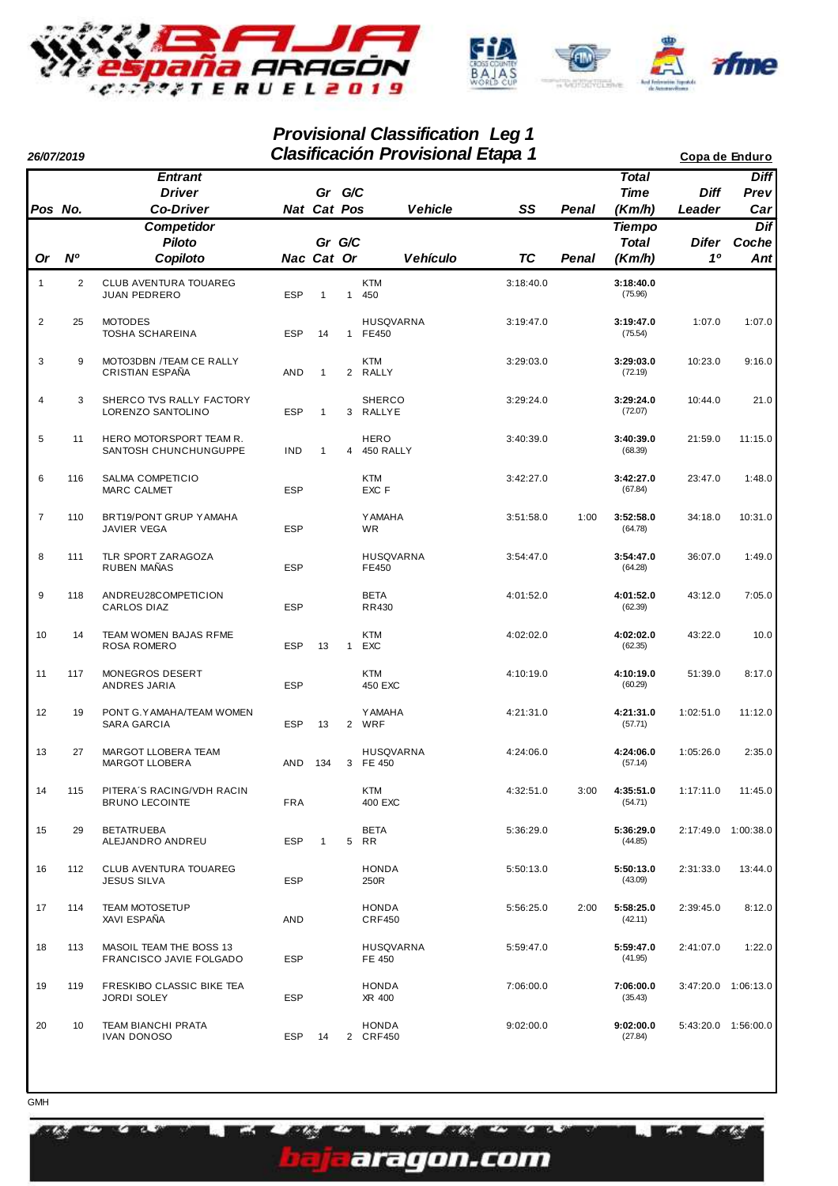# Provisional Classification Leg 1
# Clasificación Provisional Etapa 1

**26/07/2019**

**Copa de Enduro**

| Pos / Or | No. / Nº | Entrant / Driver / Co-Driver — Competidor / Piloto / Copiloto | Nat / Nac | Gr Cat | G/C Pos / Or | Vehicle / Vehículo | SS / TC | Penal | Total Time (Km/h) / Tiempo Total (Km/h) | Diff Leader / Difer 1º | Diff Prev Car / Dif Coche Ant |
|---|---|---|---|---|---|---|---|---|---|---|---|
| 1 | 2 | CLUB AVENTURA TOUAREG<br>JUAN PEDRERO | ESP | 1 | 1 | KTM<br>450 | 3:18:40.0 | | **3:18:40.0**<br>(75.96) | | |
| 2 | 25 | MOTODES<br>TOSHA SCHAREINA | ESP | 14 | 1 | HUSQVARNA<br>FE450 | 3:19:47.0 | | **3:19:47.0**<br>(75.54) | 1:07.0 | 1:07.0 |
| 3 | 9 | MOTO3DBN /TEAM CE RALLY<br>CRISTIAN ESPAÑA | AND | 1 | 2 | KTM<br>RALLY | 3:29:03.0 | | **3:29:03.0**<br>(72.19) | 10:23.0 | 9:16.0 |
| 4 | 3 | SHERCO TVS RALLY FACTORY<br>LORENZO SANTOLINO | ESP | 1 | 3 | SHERCO<br>RALLYE | 3:29:24.0 | | **3:29:24.0**<br>(72.07) | 10:44.0 | 21.0 |
| 5 | 11 | HERO MOTORSPORT TEAM R.<br>SANTOSH CHUNCHUNGUPPE | IND | 1 | 4 | HERO<br>450 RALLY | 3:40:39.0 | | **3:40:39.0**<br>(68.39) | 21:59.0 | 11:15.0 |
| 6 | 116 | SALMA COMPETICIO<br>MARC CALMET | ESP | | | KTM<br>EXC F | 3:42:27.0 | | **3:42:27.0**<br>(67.84) | 23:47.0 | 1:48.0 |
| 7 | 110 | BRT19/PONT GRUP YAMAHA<br>JAVIER VEGA | ESP | | | YAMAHA<br>WR | 3:51:58.0 | 1:00 | **3:52:58.0**<br>(64.78) | 34:18.0 | 10:31.0 |
| 8 | 111 | TLR SPORT ZARAGOZA<br>RUBEN MAÑAS | ESP | | | HUSQVARNA<br>FE450 | 3:54:47.0 | | **3:54:47.0**<br>(64.28) | 36:07.0 | 1:49.0 |
| 9 | 118 | ANDREU28COMPETICION<br>CARLOS DIAZ | ESP | | | BETA<br>RR430 | 4:01:52.0 | | **4:01:52.0**<br>(62.39) | 43:12.0 | 7:05.0 |
| 10 | 14 | TEAM WOMEN BAJAS RFME<br>ROSA ROMERO | ESP | 13 | 1 | KTM<br>EXC | 4:02:02.0 | | **4:02:02.0**<br>(62.35) | 43:22.0 | 10.0 |
| 11 | 117 | MONEGROS DESERT<br>ANDRES JARIA | ESP | | | KTM<br>450 EXC | 4:10:19.0 | | **4:10:19.0**<br>(60.29) | 51:39.0 | 8:17.0 |
| 12 | 19 | PONT G.YAMAHA/TEAM WOMEN<br>SARA GARCIA | ESP | 13 | 2 | YAMAHA<br>WRF | 4:21:31.0 | | **4:21:31.0**<br>(57.71) | 1:02:51.0 | 11:12.0 |
| 13 | 27 | MARGOT LLOBERA TEAM<br>MARGOT LLOBERA | AND | 134 | 3 | HUSQVARNA<br>FE 450 | 4:24:06.0 | | **4:24:06.0**<br>(57.14) | 1:05:26.0 | 2:35.0 |
| 14 | 115 | PITERA´S RACING/VDH RACIN<br>BRUNO LECOINTE | FRA | | | KTM<br>400 EXC | 4:32:51.0 | 3:00 | **4:35:51.0**<br>(54.71) | 1:17:11.0 | 11:45.0 |
| 15 | 29 | BETATRUEBA<br>ALEJANDRO ANDREU | ESP | 1 | 5 | BETA<br>RR | 5:36:29.0 | | **5:36:29.0**<br>(44.85) | 2:17:49.0 | 1:00:38.0 |
| 16 | 112 | CLUB AVENTURA TOUAREG<br>JESUS SILVA | ESP | | | HONDA<br>250R | 5:50:13.0 | | **5:50:13.0**<br>(43.09) | 2:31:33.0 | 13:44.0 |
| 17 | 114 | TEAM MOTOSETUP<br>XAVI ESPAÑA | AND | | | HONDA<br>CRF450 | 5:56:25.0 | 2:00 | **5:58:25.0**<br>(42.11) | 2:39:45.0 | 8:12.0 |
| 18 | 113 | MASOIL TEAM THE BOSS 13<br>FRANCISCO JAVIE FOLGADO | ESP | | | HUSQVARNA<br>FE 450 | 5:59:47.0 | | **5:59:47.0**<br>(41.95) | 2:41:07.0 | 1:22.0 |
| 19 | 119 | FRESKIBO CLASSIC BIKE TEA<br>JORDI SOLEY | ESP | | | HONDA<br>XR 400 | 7:06:00.0 | | **7:06:00.0**<br>(35.43) | 3:47:20.0 | 1:06:13.0 |
| 20 | 10 | TEAM BIANCHI PRATA<br>IVAN DONOSO | ESP | 14 | 2 | HONDA<br>CRF450 | 9:02:00.0 | | **9:02:00.0**<br>(27.84) | 5:43:20.0 | 1:56:00.0 |

GMH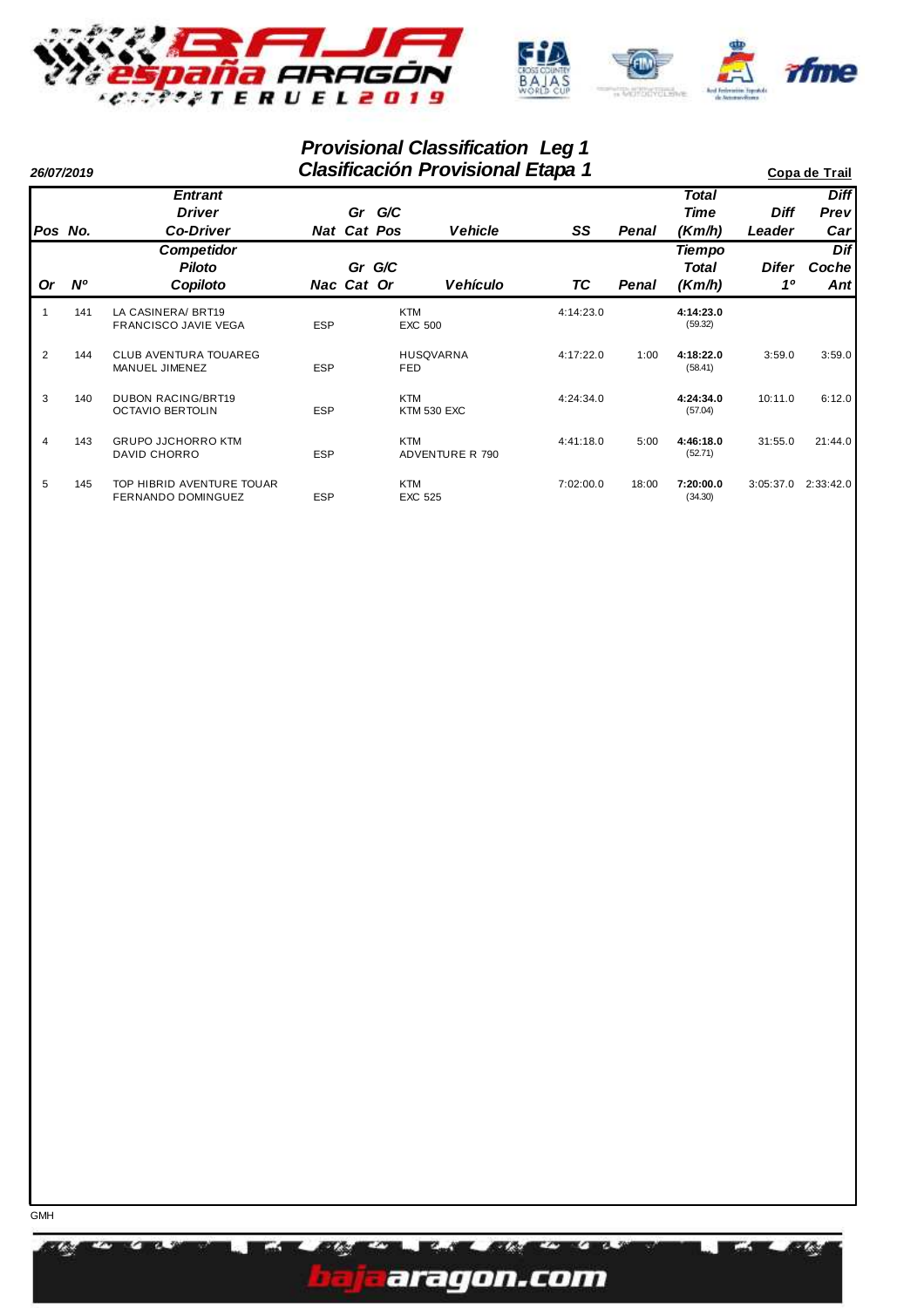# Provisional Classification Leg 1
# Clasificación Provisional Etapa 1

**26/07/2019** **Copa de Trail**

| Pos / Or | No. / Nº | Entrant / Driver / Co-Driver — Competidor / Piloto / Copiloto | Nat / Nac | Gr Cat | G/C Pos / G/C Or | Vehicle / Vehículo | SS / TC | Penal | Total Time (Km/h) / Tiempo Total (Km/h) | Diff Leader / Difer 1º | Diff Prev Car / Dif Coche Ant |
|---|---|---|---|---|---|---|---|---|---|---|---|
| 1 | 141 | LA CASINERA/ BRT19<br>FRANCISCO JAVIE VEGA | ESP | | | KTM<br>EXC 500 | 4:14:23.0 | | **4:14:23.0**<br>(59.32) | | |
| 2 | 144 | CLUB AVENTURA TOUAREG<br>MANUEL JIMENEZ | ESP | | | HUSQVARNA<br>FED | 4:17:22.0 | 1:00 | **4:18:22.0**<br>(58.41) | 3:59.0 | 3:59.0 |
| 3 | 140 | DUBON RACING/BRT19<br>OCTAVIO BERTOLIN | ESP | | | KTM<br>KTM 530 EXC | 4:24:34.0 | | **4:24:34.0**<br>(57.04) | 10:11.0 | 6:12.0 |
| 4 | 143 | GRUPO JJCHORRO KTM<br>DAVID CHORRO | ESP | | | KTM<br>ADVENTURE R 790 | 4:41:18.0 | 5:00 | **4:46:18.0**<br>(52.71) | 31:55.0 | 21:44.0 |
| 5 | 145 | TOP HIBRID AVENTURE TOUAR<br>FERNANDO DOMINGUEZ | ESP | | | KTM<br>EXC 525 | 7:02:00.0 | 18:00 | **7:20:00.0**<br>(34.30) | 3:05:37.0 | 2:33:42.0 |

GMH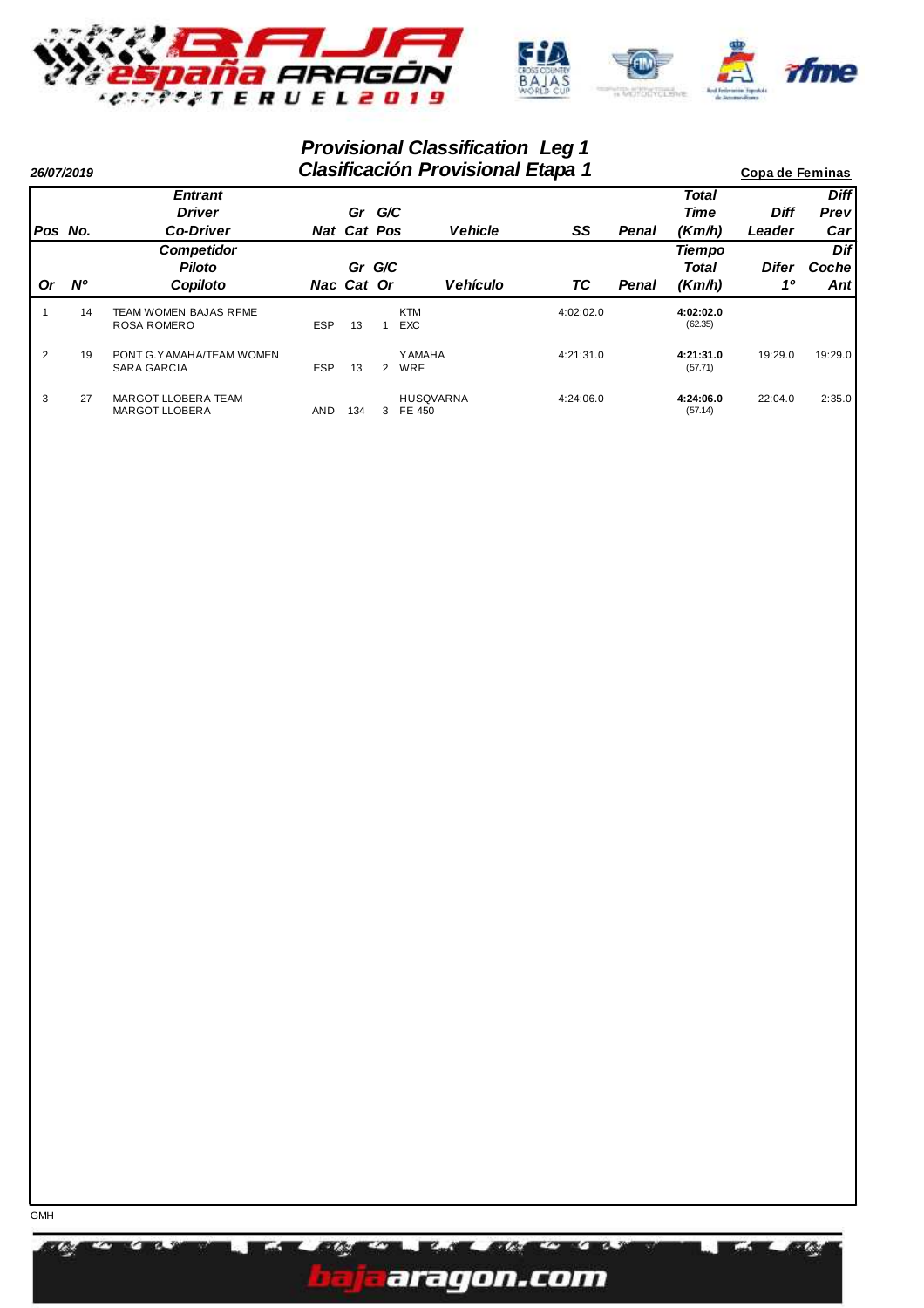## Provisional Classification Leg 1

## Clasificación Provisional Etapa 1

26/07/2019

**Copa de Feminas**

| Pos / Or | No. / Nº | Entrant / Driver / Co-Driver — Competidor / Piloto / Copiloto | Nat / Nac | Gr Cat | G/C Pos / G/C Or | Vehicle / Vehículo | SS / TC | Penal | Total Time (Km/h) / Tiempo Total (Km/h) | Diff Leader / Difer 1º | Diff Prev Car / Dif Coche Ant |
|---|---|---|---|---|---|---|---|---|---|---|---|
| 1 | 14 | TEAM WOMEN BAJAS RFME<br>ROSA ROMERO | ESP | 13 | 1 | KTM<br>EXC | 4:02:02.0 | | **4:02:02.0**<br>(62.35) | | |
| 2 | 19 | PONT G.YAMAHA/TEAM WOMEN<br>SARA GARCIA | ESP | 13 | 2 | YAMAHA<br>WRF | 4:21:31.0 | | **4:21:31.0**<br>(57.71) | 19:29.0 | 19:29.0 |
| 3 | 27 | MARGOT LLOBERA TEAM<br>MARGOT LLOBERA | AND | 134 | 3 | HUSQVARNA<br>FE 450 | 4:24:06.0 | | **4:24:06.0**<br>(57.14) | 22:04.0 | 2:35.0 |

GMH